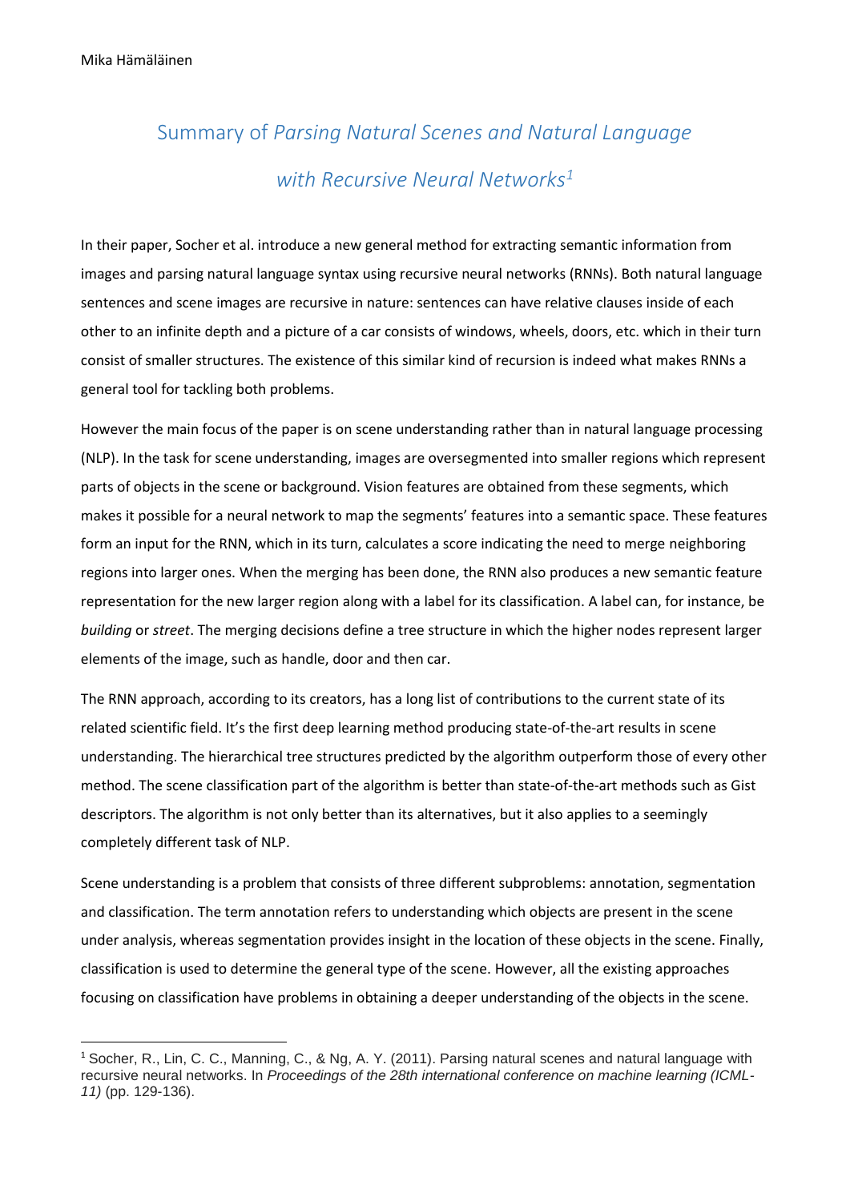Mika Hämäläinen

# Summary of *Parsing Natural Scenes and Natural Language with Recursive Neural Networks*[1]

In their paper, Socher et al. introduce a new general method for extracting semantic information from images and parsing natural language syntax using recursive neural networks (RNNs). Both natural language sentences and scene images are recursive in nature: sentences can have relative clauses inside of each other to an infinite depth and a picture of a car consists of windows, wheels, doors, etc. which in their turn consist of smaller structures. The existence of this similar kind of recursion is indeed what makes RNNs a general tool for tackling both problems.

However the main focus of the paper is on scene understanding rather than in natural language processing (NLP). In the task for scene understanding, images are oversegmented into smaller regions which represent parts of objects in the scene or background. Vision features are obtained from these segments, which makes it possible for a neural network to map the segments' features into a semantic space. These features form an input for the RNN, which in its turn, calculates a score indicating the need to merge neighboring regions into larger ones. When the merging has been done, the RNN also produces a new semantic feature representation for the new larger region along with a label for its classification. A label can, for instance, be *building* or *street*. The merging decisions define a tree structure in which the higher nodes represent larger elements of the image, such as handle, door and then car.

The RNN approach, according to its creators, has a long list of contributions to the current state of its related scientific field. It's the first deep learning method producing state-of-the-art results in scene understanding. The hierarchical tree structures predicted by the algorithm outperform those of every other method. The scene classification part of the algorithm is better than state-of-the-art methods such as Gist descriptors. The algorithm is not only better than its alternatives, but it also applies to a seemingly completely different task of NLP.

Scene understanding is a problem that consists of three different subproblems: annotation, segmentation and classification. The term annotation refers to understanding which objects are present in the scene under analysis, whereas segmentation provides insight in the location of these objects in the scene. Finally, classification is used to determine the general type of the scene. However, all the existing approaches focusing on classification have problems in obtaining a deeper understanding of the objects in the scene.

---

[1] Socher, R., Lin, C. C., Manning, C., & Ng, A. Y. (2011). Parsing natural scenes and natural language with recursive neural networks. In *Proceedings of the 28th international conference on machine learning (ICML-11)* (pp. 129-136).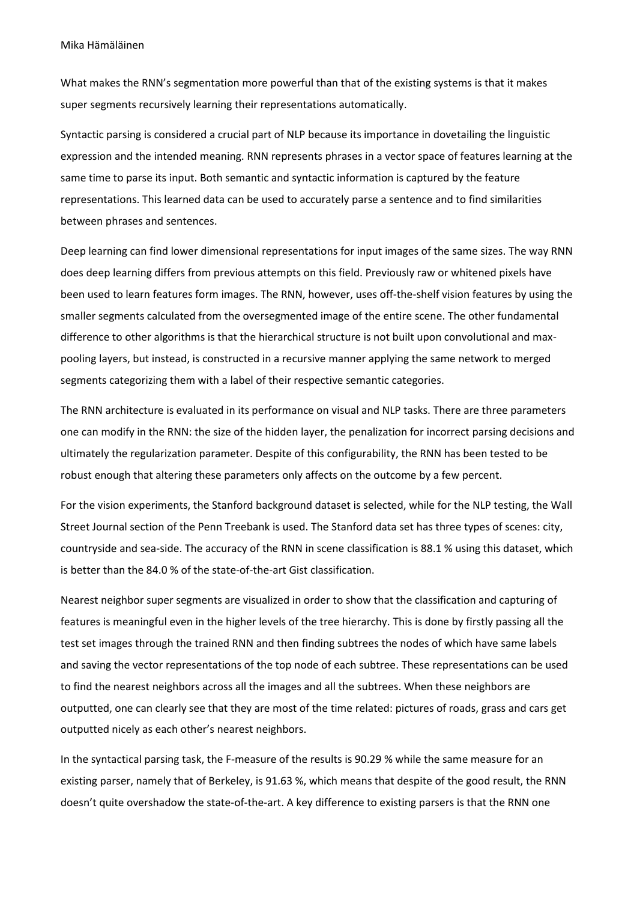What makes the RNN's segmentation more powerful than that of the existing systems is that it makes super segments recursively learning their representations automatically.

Syntactic parsing is considered a crucial part of NLP because its importance in dovetailing the linguistic expression and the intended meaning. RNN represents phrases in a vector space of features learning at the same time to parse its input. Both semantic and syntactic information is captured by the feature representations. This learned data can be used to accurately parse a sentence and to find similarities between phrases and sentences.

Deep learning can find lower dimensional representations for input images of the same sizes. The way RNN does deep learning differs from previous attempts on this field. Previously raw or whitened pixels have been used to learn features form images. The RNN, however, uses off-the-shelf vision features by using the smaller segments calculated from the oversegmented image of the entire scene. The other fundamental difference to other algorithms is that the hierarchical structure is not built upon convolutional and max-pooling layers, but instead, is constructed in a recursive manner applying the same network to merged segments categorizing them with a label of their respective semantic categories.

The RNN architecture is evaluated in its performance on visual and NLP tasks. There are three parameters one can modify in the RNN: the size of the hidden layer, the penalization for incorrect parsing decisions and ultimately the regularization parameter. Despite of this configurability, the RNN has been tested to be robust enough that altering these parameters only affects on the outcome by a few percent.

For the vision experiments, the Stanford background dataset is selected, while for the NLP testing, the Wall Street Journal section of the Penn Treebank is used. The Stanford data set has three types of scenes: city, countryside and sea-side. The accuracy of the RNN in scene classification is 88.1 % using this dataset, which is better than the 84.0 % of the state-of-the-art Gist classification.

Nearest neighbor super segments are visualized in order to show that the classification and capturing of features is meaningful even in the higher levels of the tree hierarchy. This is done by firstly passing all the test set images through the trained RNN and then finding subtrees the nodes of which have same labels and saving the vector representations of the top node of each subtree. These representations can be used to find the nearest neighbors across all the images and all the subtrees. When these neighbors are outputted, one can clearly see that they are most of the time related: pictures of roads, grass and cars get outputted nicely as each other's nearest neighbors.

In the syntactical parsing task, the F-measure of the results is 90.29 % while the same measure for an existing parser, namely that of Berkeley, is 91.63 %, which means that despite of the good result, the RNN doesn't quite overshadow the state-of-the-art. A key difference to existing parsers is that the RNN one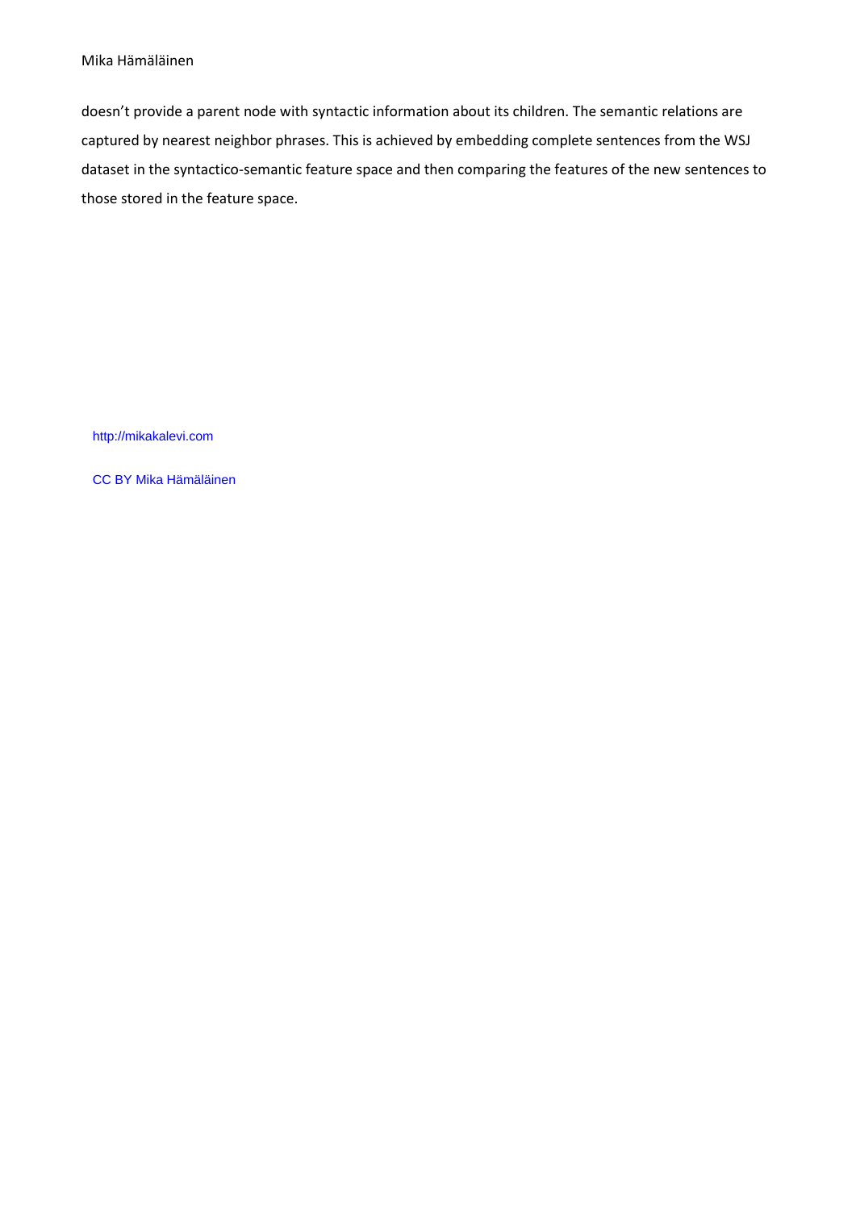doesn't provide a parent node with syntactic information about its children. The semantic relations are captured by nearest neighbor phrases. This is achieved by embedding complete sentences from the WSJ dataset in the syntactico-semantic feature space and then comparing the features of the new sentences to those stored in the feature space.

http://mikakalevi.com

CC BY Mika Hämäläinen